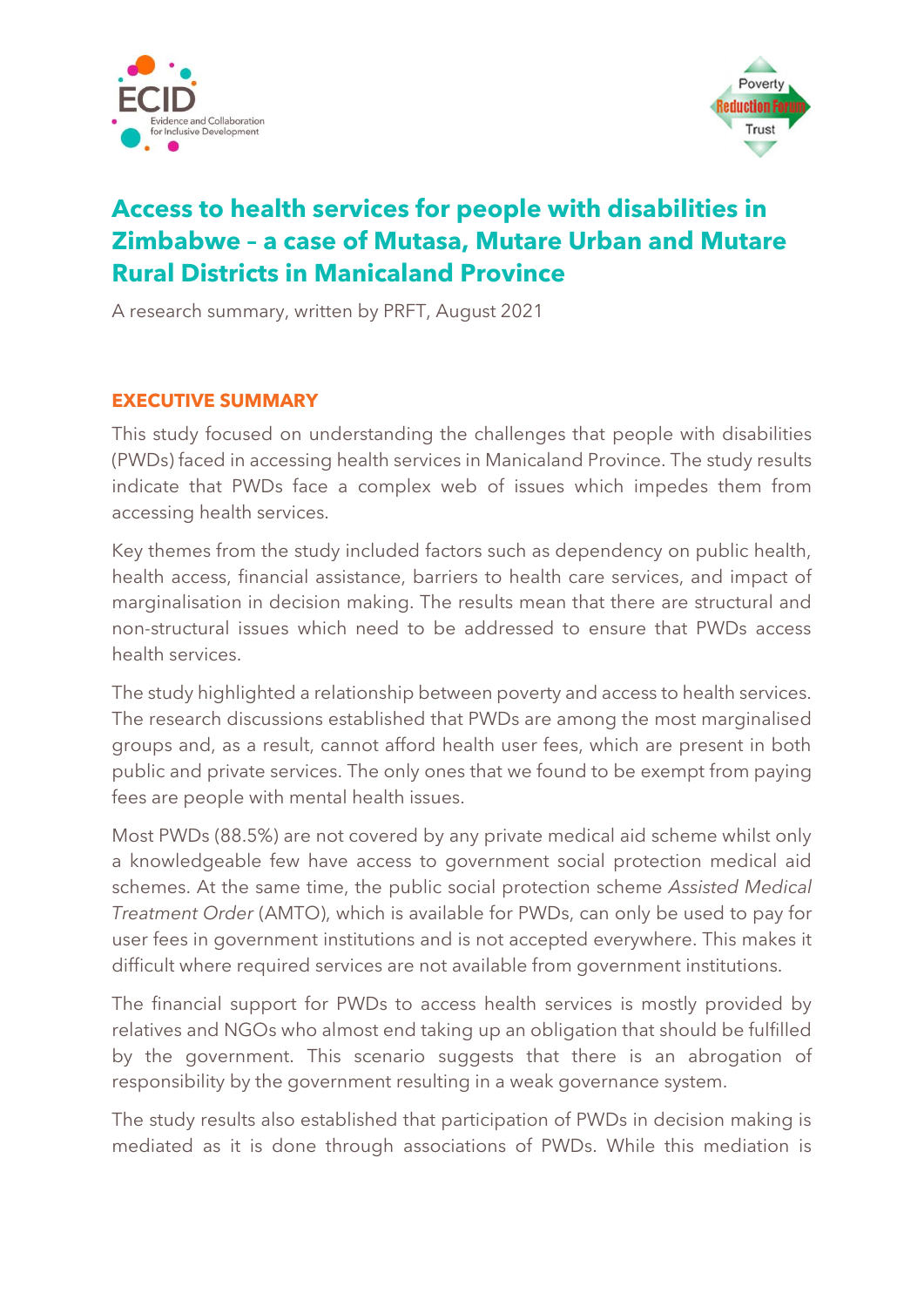# Access to health services for people with disabilities in Zimbabwe – a case of Mutasa, Mutare Urban and Mutare Rural Districts in Manicaland Province

A research summary, written by PRFT, August 2021

## EXECUTIVE SUMMARY

This study focused on understanding the challenges that people with disabilities (PWDs) faced in accessing health services in Manicaland Province. The study results indicate that PWDs face a complex web of issues which impedes them from accessing health services.

Key themes from the study included factors such as dependency on public health, health access, financial assistance, barriers to health care services, and impact of marginalisation in decision making. The results mean that there are structural and non-structural issues which need to be addressed to ensure that PWDs access health services.

The study highlighted a relationship between poverty and access to health services. The research discussions established that PWDs are among the most marginalised groups and, as a result, cannot afford health user fees, which are present in both public and private services. The only ones that we found to be exempt from paying fees are people with mental health issues.

Most PWDs (88.5%) are not covered by any private medical aid scheme whilst only a knowledgeable few have access to government social protection medical aid schemes. At the same time, the public social protection scheme *Assisted Medical Treatment Order* (AMTO), which is available for PWDs, can only be used to pay for user fees in government institutions and is not accepted everywhere. This makes it difficult where required services are not available from government institutions.

The financial support for PWDs to access health services is mostly provided by relatives and NGOs who almost end taking up an obligation that should be fulfilled by the government. This scenario suggests that there is an abrogation of responsibility by the government resulting in a weak governance system.

The study results also established that participation of PWDs in decision making is mediated as it is done through associations of PWDs. While this mediation is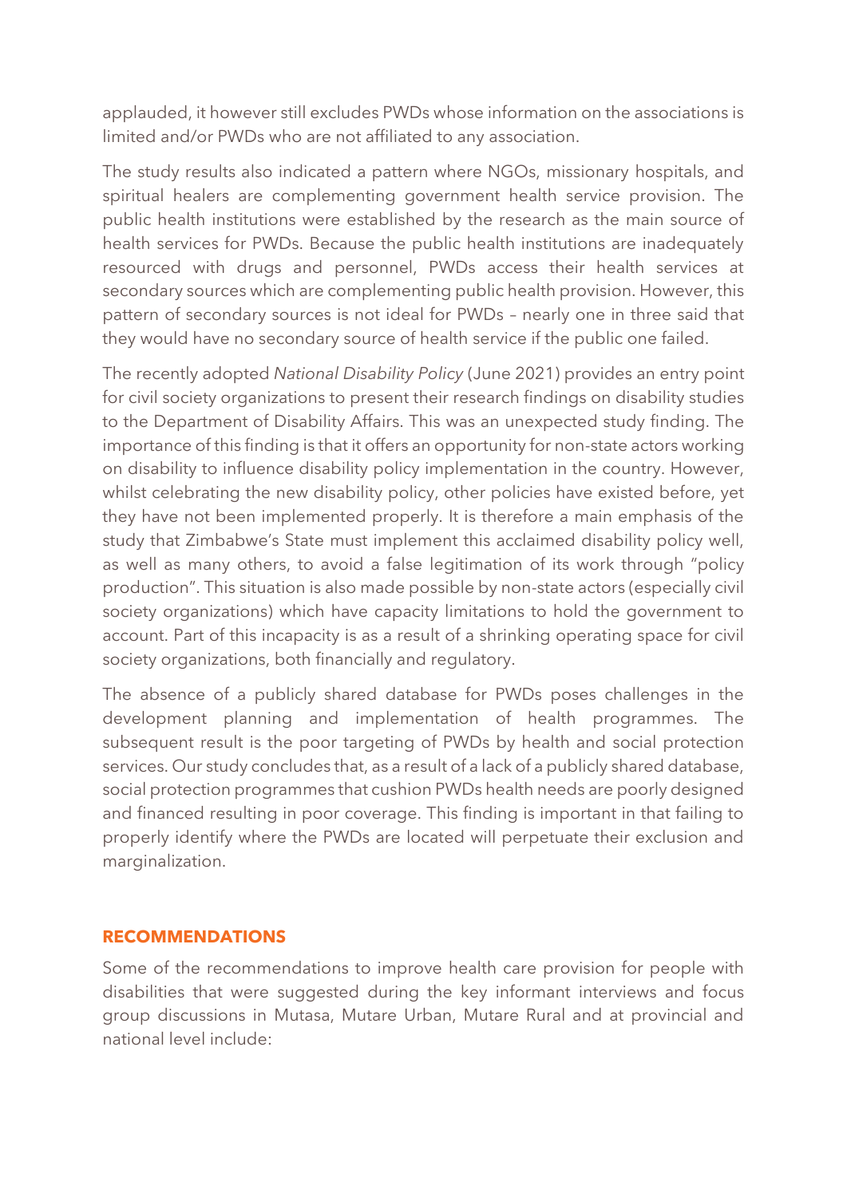applauded, it however still excludes PWDs whose information on the associations is limited and/or PWDs who are not affiliated to any association.

The study results also indicated a pattern where NGOs, missionary hospitals, and spiritual healers are complementing government health service provision. The public health institutions were established by the research as the main source of health services for PWDs. Because the public health institutions are inadequately resourced with drugs and personnel, PWDs access their health services at secondary sources which are complementing public health provision. However, this pattern of secondary sources is not ideal for PWDs – nearly one in three said that they would have no secondary source of health service if the public one failed.

The recently adopted *National Disability Policy* (June 2021) provides an entry point for civil society organizations to present their research findings on disability studies to the Department of Disability Affairs. This was an unexpected study finding. The importance of this finding is that it offers an opportunity for non-state actors working on disability to influence disability policy implementation in the country. However, whilst celebrating the new disability policy, other policies have existed before, yet they have not been implemented properly. It is therefore a main emphasis of the study that Zimbabwe's State must implement this acclaimed disability policy well, as well as many others, to avoid a false legitimation of its work through "policy production". This situation is also made possible by non-state actors (especially civil society organizations) which have capacity limitations to hold the government to account. Part of this incapacity is as a result of a shrinking operating space for civil society organizations, both financially and regulatory.

The absence of a publicly shared database for PWDs poses challenges in the development planning and implementation of health programmes. The subsequent result is the poor targeting of PWDs by health and social protection services. Our study concludes that, as a result of a lack of a publicly shared database, social protection programmes that cushion PWDs health needs are poorly designed and financed resulting in poor coverage. This finding is important in that failing to properly identify where the PWDs are located will perpetuate their exclusion and marginalization.

## RECOMMENDATIONS

Some of the recommendations to improve health care provision for people with disabilities that were suggested during the key informant interviews and focus group discussions in Mutasa, Mutare Urban, Mutare Rural and at provincial and national level include: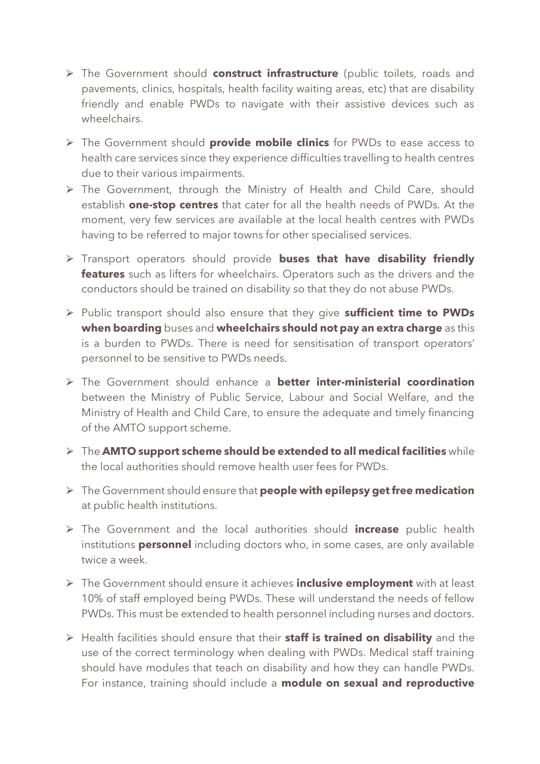- The Government should **construct infrastructure** (public toilets, roads and pavements, clinics, hospitals, health facility waiting areas, etc) that are disability friendly and enable PWDs to navigate with their assistive devices such as wheelchairs.
- The Government should **provide mobile clinics** for PWDs to ease access to health care services since they experience difficulties travelling to health centres due to their various impairments.
- The Government, through the Ministry of Health and Child Care, should establish **one-stop centres** that cater for all the health needs of PWDs. At the moment, very few services are available at the local health centres with PWDs having to be referred to major towns for other specialised services.
- Transport operators should provide **buses that have disability friendly features** such as lifters for wheelchairs. Operators such as the drivers and the conductors should be trained on disability so that they do not abuse PWDs.
- Public transport should also ensure that they give **sufficient time to PWDs when boarding** buses and **wheelchairs should not pay an extra charge** as this is a burden to PWDs. There is need for sensitisation of transport operators' personnel to be sensitive to PWDs needs.
- The Government should enhance a **better inter-ministerial coordination** between the Ministry of Public Service, Labour and Social Welfare, and the Ministry of Health and Child Care, to ensure the adequate and timely financing of the AMTO support scheme.
- The **AMTO support scheme should be extended to all medical facilities** while the local authorities should remove health user fees for PWDs.
- The Government should ensure that **people with epilepsy get free medication** at public health institutions.
- The Government and the local authorities should **increase** public health institutions **personnel** including doctors who, in some cases, are only available twice a week.
- The Government should ensure it achieves **inclusive employment** with at least 10% of staff employed being PWDs. These will understand the needs of fellow PWDs. This must be extended to health personnel including nurses and doctors.
- Health facilities should ensure that their **staff is trained on disability** and the use of the correct terminology when dealing with PWDs. Medical staff training should have modules that teach on disability and how they can handle PWDs. For instance, training should include a **module on sexual and reproductive**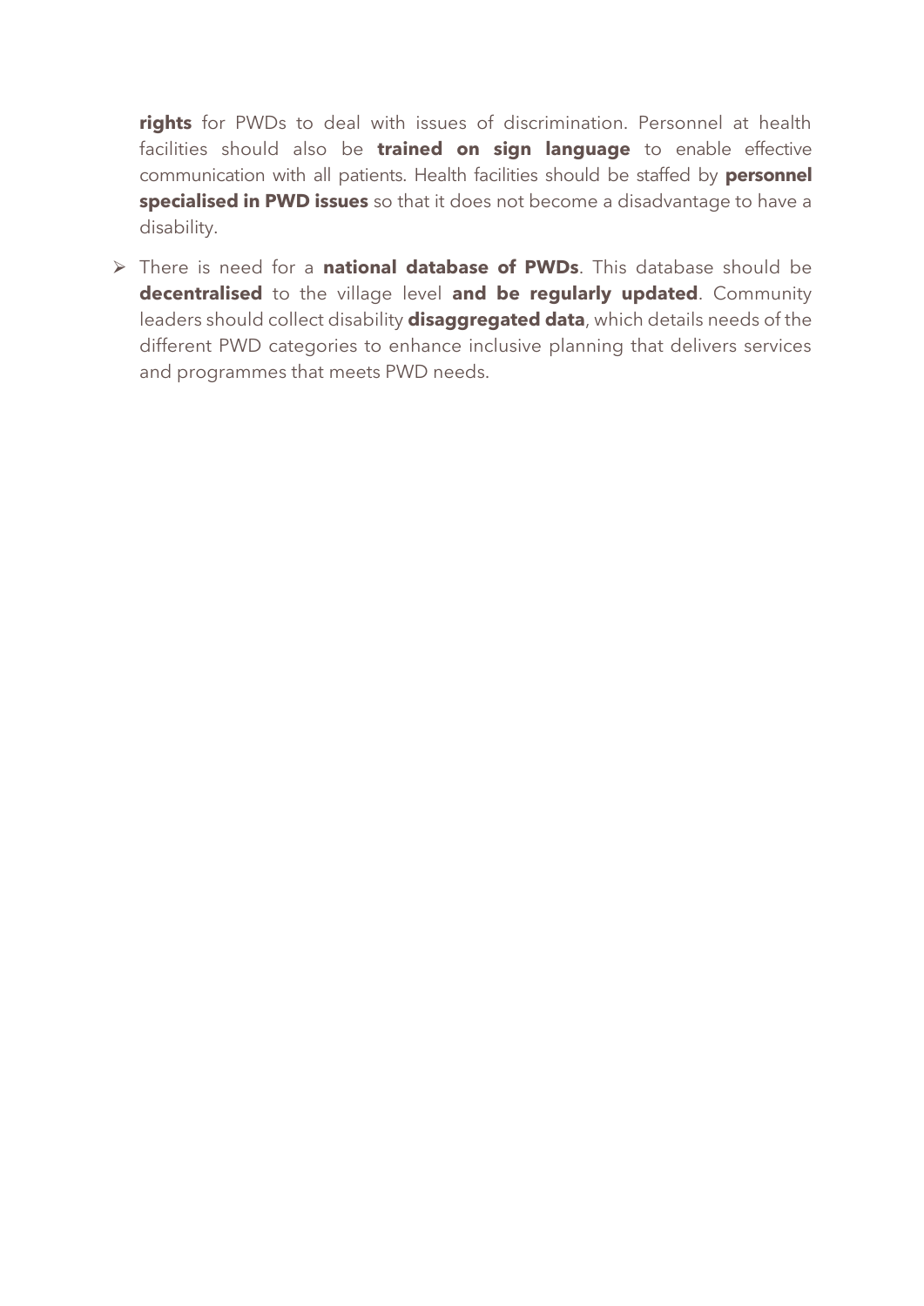**rights** for PWDs to deal with issues of discrimination. Personnel at health facilities should also be **trained on sign language** to enable effective communication with all patients. Health facilities should be staffed by **personnel specialised in PWD issues** so that it does not become a disadvantage to have a disability.

- There is need for a **national database of PWDs**. This database should be **decentralised** to the village level **and be regularly updated**. Community leaders should collect disability **disaggregated data**, which details needs of the different PWD categories to enhance inclusive planning that delivers services and programmes that meets PWD needs.